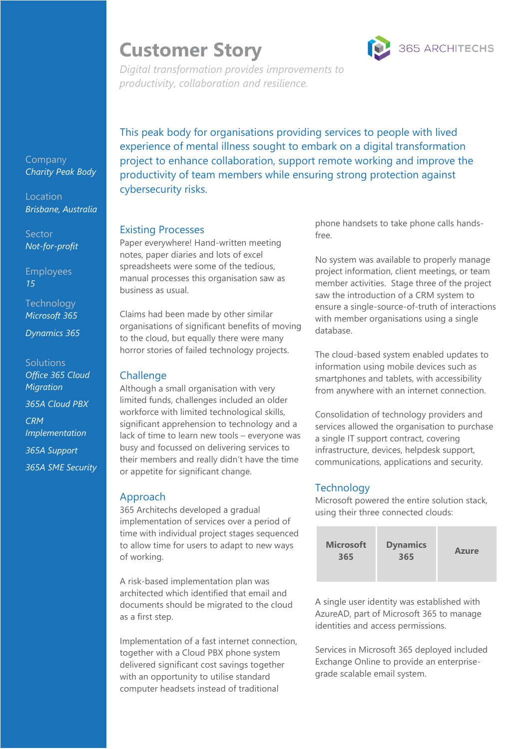# Customer Story

*Digital transformation provides improvements to productivity, collaboration and resilience.*

365 ARCHITECHS

Company
*Charity Peak Body*

Location
*Brisbane, Australia*

Sector
*Not-for-profit*

Employees
*15*

Technology
*Microsoft 365*

*Dynamics 365*

Solutions
*Office 365 Cloud Migration*

*365A Cloud PBX*

*CRM Implementation*

*365A Support*

*365A SME Security*

This peak body for organisations providing services to people with lived experience of mental illness sought to embark on a digital transformation project to enhance collaboration, support remote working and improve the productivity of team members while ensuring strong protection against cybersecurity risks.

## Existing Processes

Paper everywhere! Hand-written meeting notes, paper diaries and lots of excel spreadsheets were some of the tedious, manual processes this organisation saw as business as usual.

Claims had been made by other similar organisations of significant benefits of moving to the cloud, but equally there were many horror stories of failed technology projects.

## Challenge

Although a small organisation with very limited funds, challenges included an older workforce with limited technological skills, significant apprehension to technology and a lack of time to learn new tools – everyone was busy and focussed on delivering services to their members and really didn't have the time or appetite for significant change.

## Approach

365 Architechs developed a gradual implementation of services over a period of time with individual project stages sequenced to allow time for users to adapt to new ways of working.

A risk-based implementation plan was architected which identified that email and documents should be migrated to the cloud as a first step.

Implementation of a fast internet connection, together with a Cloud PBX phone system delivered significant cost savings together with an opportunity to utilise standard computer headsets instead of traditional phone handsets to take phone calls hands-free.

No system was available to properly manage project information, client meetings, or team member activities. Stage three of the project saw the introduction of a CRM system to ensure a single-source-of-truth of interactions with member organisations using a single database.

The cloud-based system enabled updates to information using mobile devices such as smartphones and tablets, with accessibility from anywhere with an internet connection.

Consolidation of technology providers and services allowed the organisation to purchase a single IT support contract, covering infrastructure, devices, helpdesk support, communications, applications and security.

## Technology

Microsoft powered the entire solution stack, using their three connected clouds:

| | | |
|---|---|---|
| **Microsoft 365** | **Dynamics 365** | **Azure** |

A single user identity was established with AzureAD, part of Microsoft 365 to manage identities and access permissions.

Services in Microsoft 365 deployed included Exchange Online to provide an enterprise-grade scalable email system.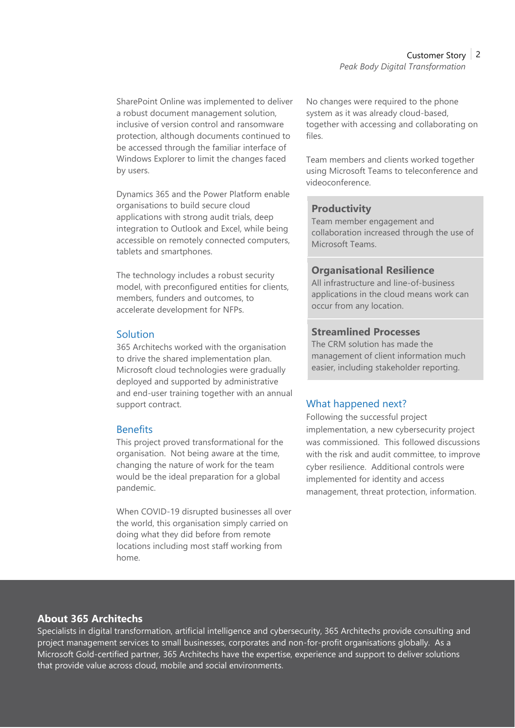SharePoint Online was implemented to deliver a robust document management solution, inclusive of version control and ransomware protection, although documents continued to be accessed through the familiar interface of Windows Explorer to limit the changes faced by users.

Dynamics 365 and the Power Platform enable organisations to build secure cloud applications with strong audit trials, deep integration to Outlook and Excel, while being accessible on remotely connected computers, tablets and smartphones.

The technology includes a robust security model, with preconfigured entities for clients, members, funders and outcomes, to accelerate development for NFPs.

## Solution

365 Architechs worked with the organisation to drive the shared implementation plan. Microsoft cloud technologies were gradually deployed and supported by administrative and end-user training together with an annual support contract.

## Benefits

This project proved transformational for the organisation. Not being aware at the time, changing the nature of work for the team would be the ideal preparation for a global pandemic.

When COVID-19 disrupted businesses all over the world, this organisation simply carried on doing what they did before from remote locations including most staff working from home.

No changes were required to the phone system as it was already cloud-based, together with accessing and collaborating on files.

Team members and clients worked together using Microsoft Teams to teleconference and videoconference.

### Productivity

Team member engagement and collaboration increased through the use of Microsoft Teams.

### Organisational Resilience

All infrastructure and line-of-business applications in the cloud means work can occur from any location.

### Streamlined Processes

The CRM solution has made the management of client information much easier, including stakeholder reporting.

## What happened next?

Following the successful project implementation, a new cybersecurity project was commissioned. This followed discussions with the risk and audit committee, to improve cyber resilience. Additional controls were implemented for identity and access management, threat protection, information.

## About 365 Architechs

Specialists in digital transformation, artificial intelligence and cybersecurity, 365 Architechs provide consulting and project management services to small businesses, corporates and non-for-profit organisations globally. As a Microsoft Gold-certified partner, 365 Architechs have the expertise, experience and support to deliver solutions that provide value across cloud, mobile and social environments.